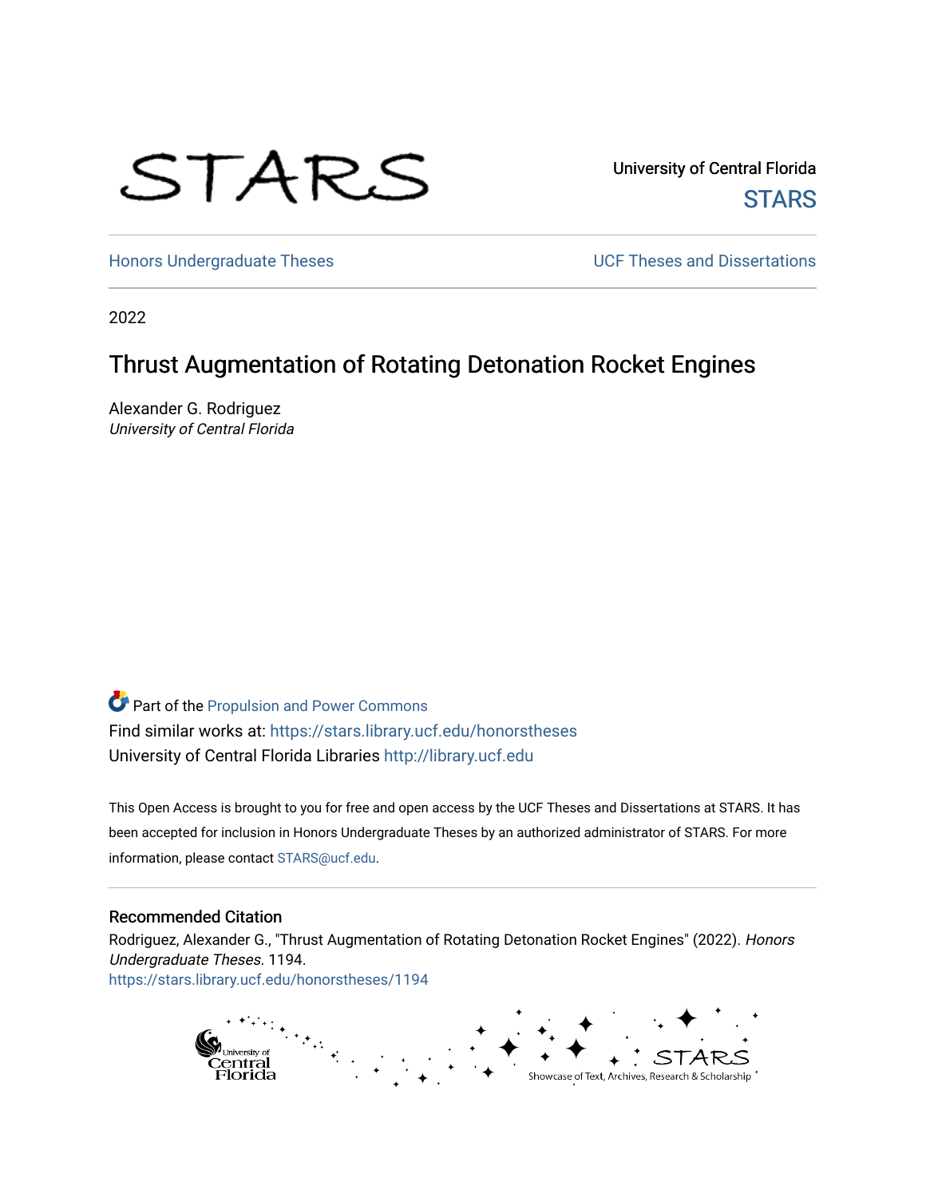University of Central Florida

STARS

Honors Undergraduate Theses

UCF Theses and Dissertations

2022

# Thrust Augmentation of Rotating Detonation Rocket Engines

Alexander G. Rodriguez

*University of Central Florida*

Part of the Propulsion and Power Commons

Find similar works at: https://stars.library.ucf.edu/honorstheses

University of Central Florida Libraries http://library.ucf.edu

This Open Access is brought to you for free and open access by the UCF Theses and Dissertations at STARS. It has been accepted for inclusion in Honors Undergraduate Theses by an authorized administrator of STARS. For more information, please contact STARS@ucf.edu.

## Recommended Citation

Rodriguez, Alexander G., "Thrust Augmentation of Rotating Detonation Rocket Engines" (2022). *Honors Undergraduate Theses*. 1194.

https://stars.library.ucf.edu/honorstheses/1194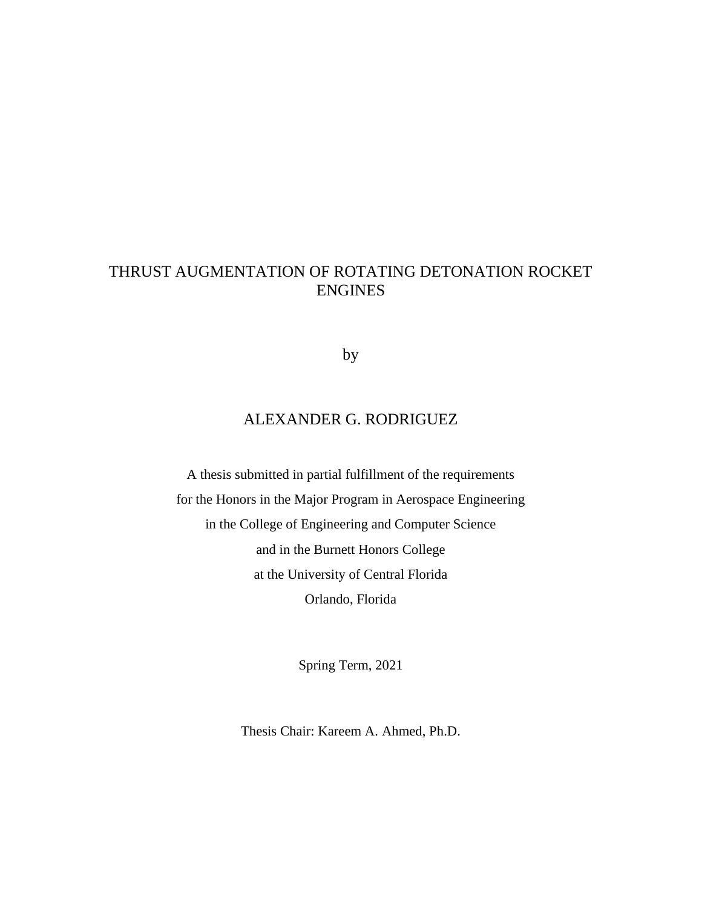# THRUST AUGMENTATION OF ROTATING DETONATION ROCKET ENGINES

by

ALEXANDER G. RODRIGUEZ

A thesis submitted in partial fulfillment of the requirements
for the Honors in the Major Program in Aerospace Engineering
in the College of Engineering and Computer Science
and in the Burnett Honors College
at the University of Central Florida
Orlando, Florida

Spring Term, 2021

Thesis Chair: Kareem A. Ahmed, Ph.D.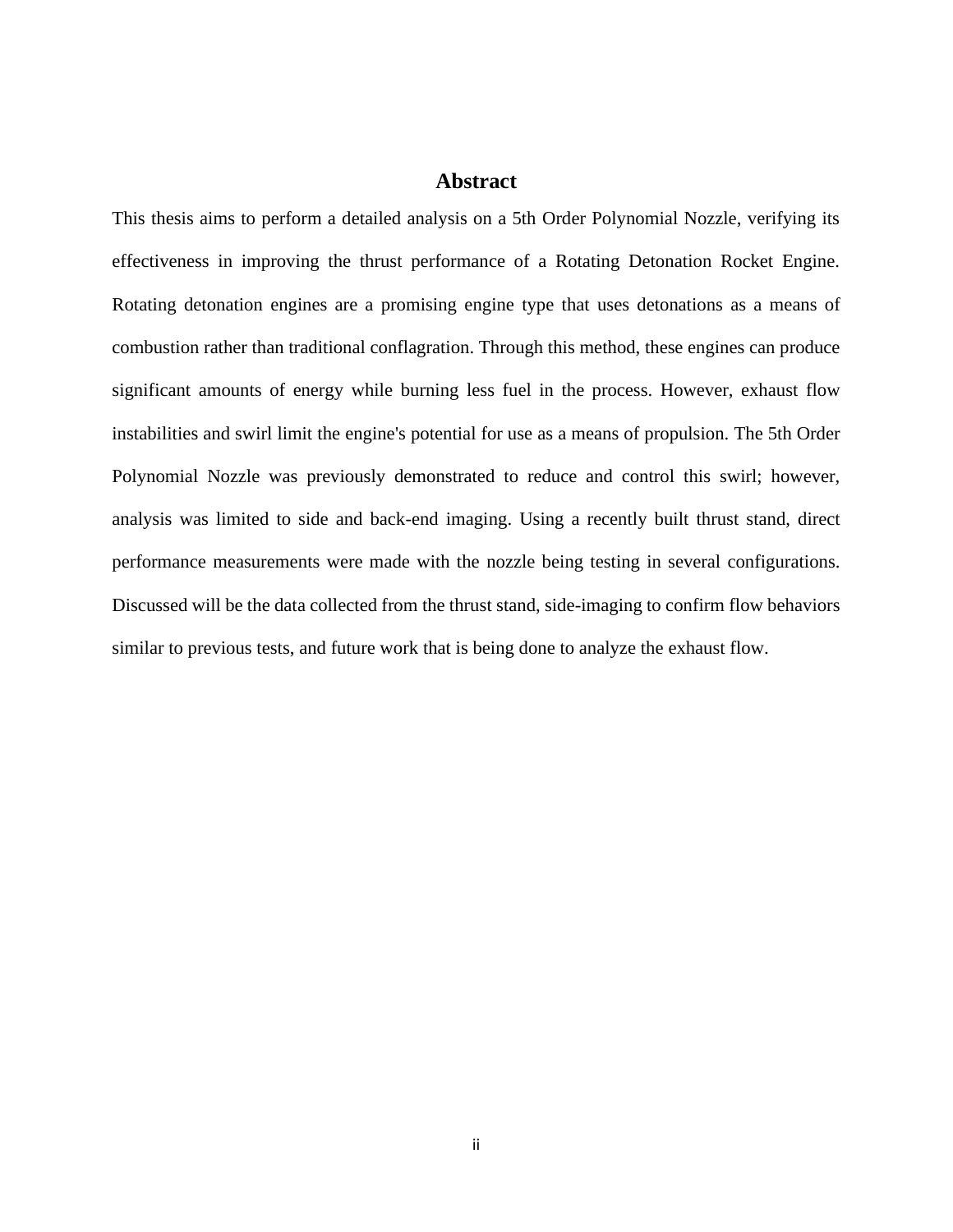# Abstract

This thesis aims to perform a detailed analysis on a 5th Order Polynomial Nozzle, verifying its effectiveness in improving the thrust performance of a Rotating Detonation Rocket Engine. Rotating detonation engines are a promising engine type that uses detonations as a means of combustion rather than traditional conflagration. Through this method, these engines can produce significant amounts of energy while burning less fuel in the process. However, exhaust flow instabilities and swirl limit the engine's potential for use as a means of propulsion. The 5th Order Polynomial Nozzle was previously demonstrated to reduce and control this swirl; however, analysis was limited to side and back-end imaging. Using a recently built thrust stand, direct performance measurements were made with the nozzle being testing in several configurations. Discussed will be the data collected from the thrust stand, side-imaging to confirm flow behaviors similar to previous tests, and future work that is being done to analyze the exhaust flow.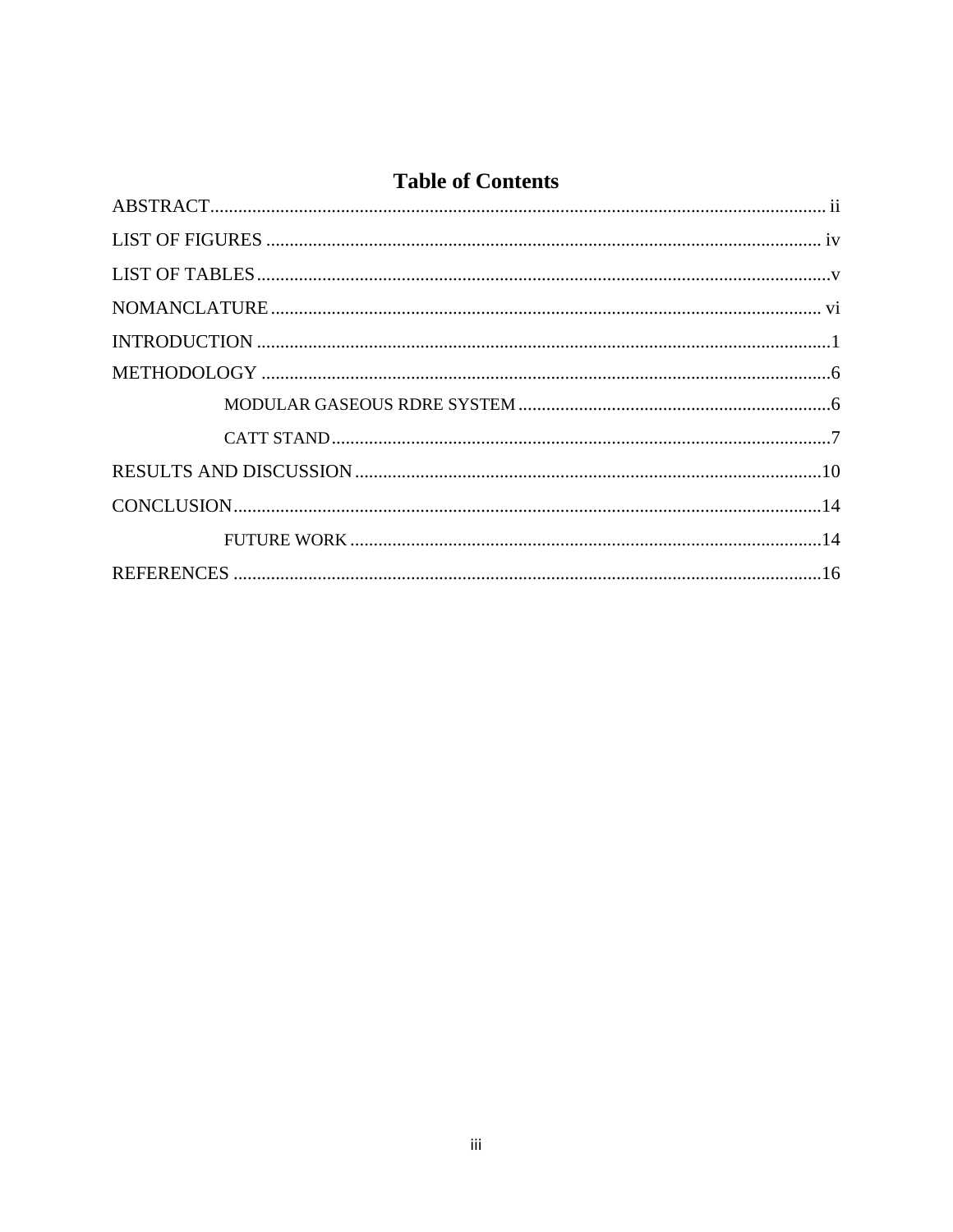# Table of Contents

ABSTRACT ........ ii

LIST OF FIGURES ........ iv

LIST OF TABLES ........ v

NOMANCLATURE ........ vi

INTRODUCTION ........ 1

METHODOLOGY ........ 6

- MODULAR GASEOUS RDRE SYSTEM ........ 6
- CATT STAND ........ 7

RESULTS AND DISCUSSION ........ 10

CONCLUSION ........ 14

- FUTURE WORK ........ 14

REFERENCES ........ 16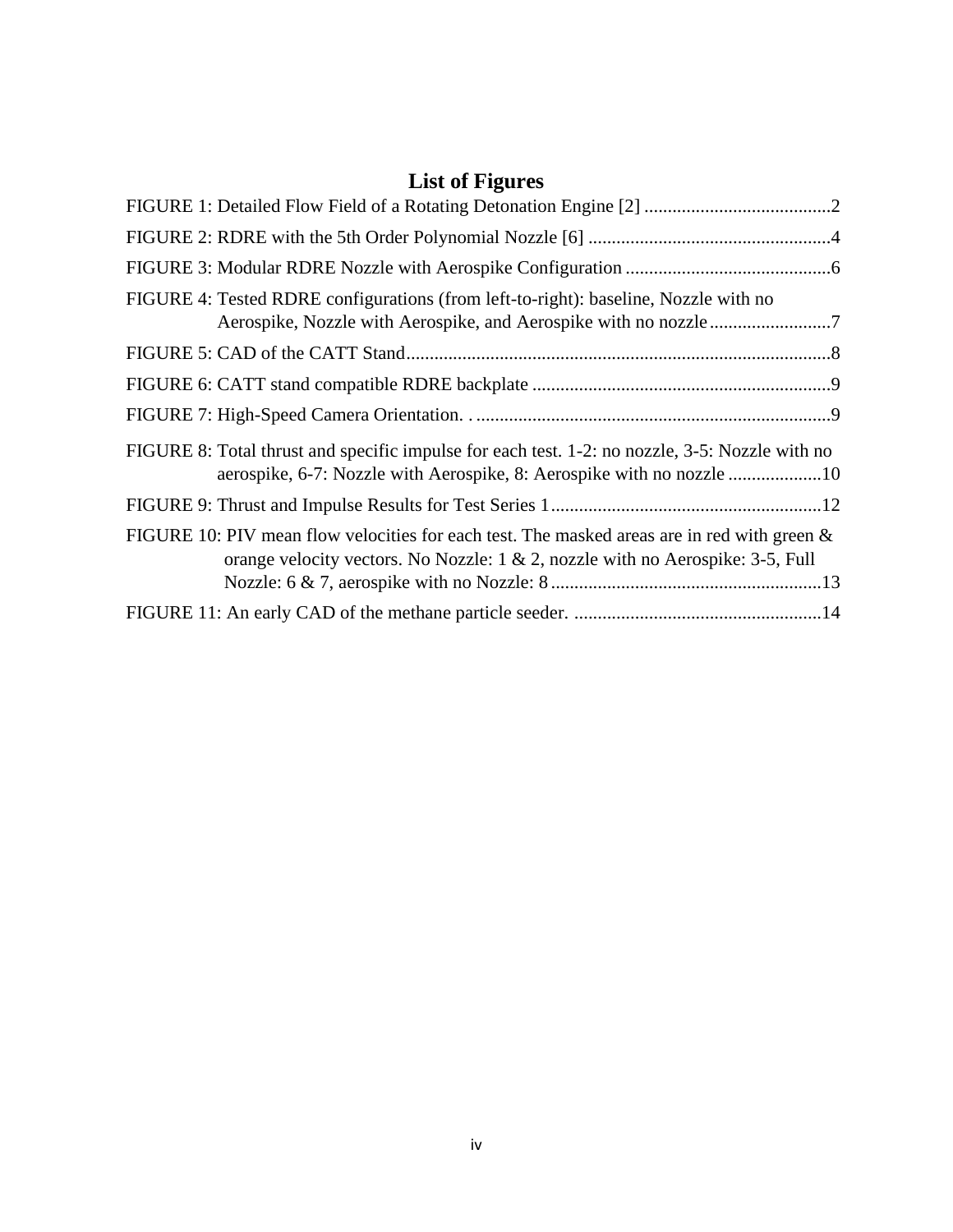# List of Figures

FIGURE 1: Detailed Flow Field of a Rotating Detonation Engine [2] ........................................2

FIGURE 2: RDRE with the 5th Order Polynomial Nozzle [6] ....................................................4

FIGURE 3: Modular RDRE Nozzle with Aerospike Configuration ............................................6

FIGURE 4: Tested RDRE configurations (from left-to-right): baseline, Nozzle with no Aerospike, Nozzle with Aerospike, and Aerospike with no nozzle..........................7

FIGURE 5: CAD of the CATT Stand...........................................................................................8

FIGURE 6: CATT stand compatible RDRE backplate ................................................................9

FIGURE 7: High-Speed Camera Orientation. . ............................................................................9

FIGURE 8: Total thrust and specific impulse for each test. 1-2: no nozzle, 3-5: Nozzle with no aerospike, 6-7: Nozzle with Aerospike, 8: Aerospike with no nozzle ....................10

FIGURE 9: Thrust and Impulse Results for Test Series 1...........................................................12

FIGURE 10: PIV mean flow velocities for each test. The masked areas are in red with green & orange velocity vectors. No Nozzle: 1 & 2, nozzle with no Aerospike: 3-5, Full Nozzle: 6 & 7, aerospike with no Nozzle: 8 ..........................................................13

FIGURE 11: An early CAD of the methane particle seeder. .....................................................14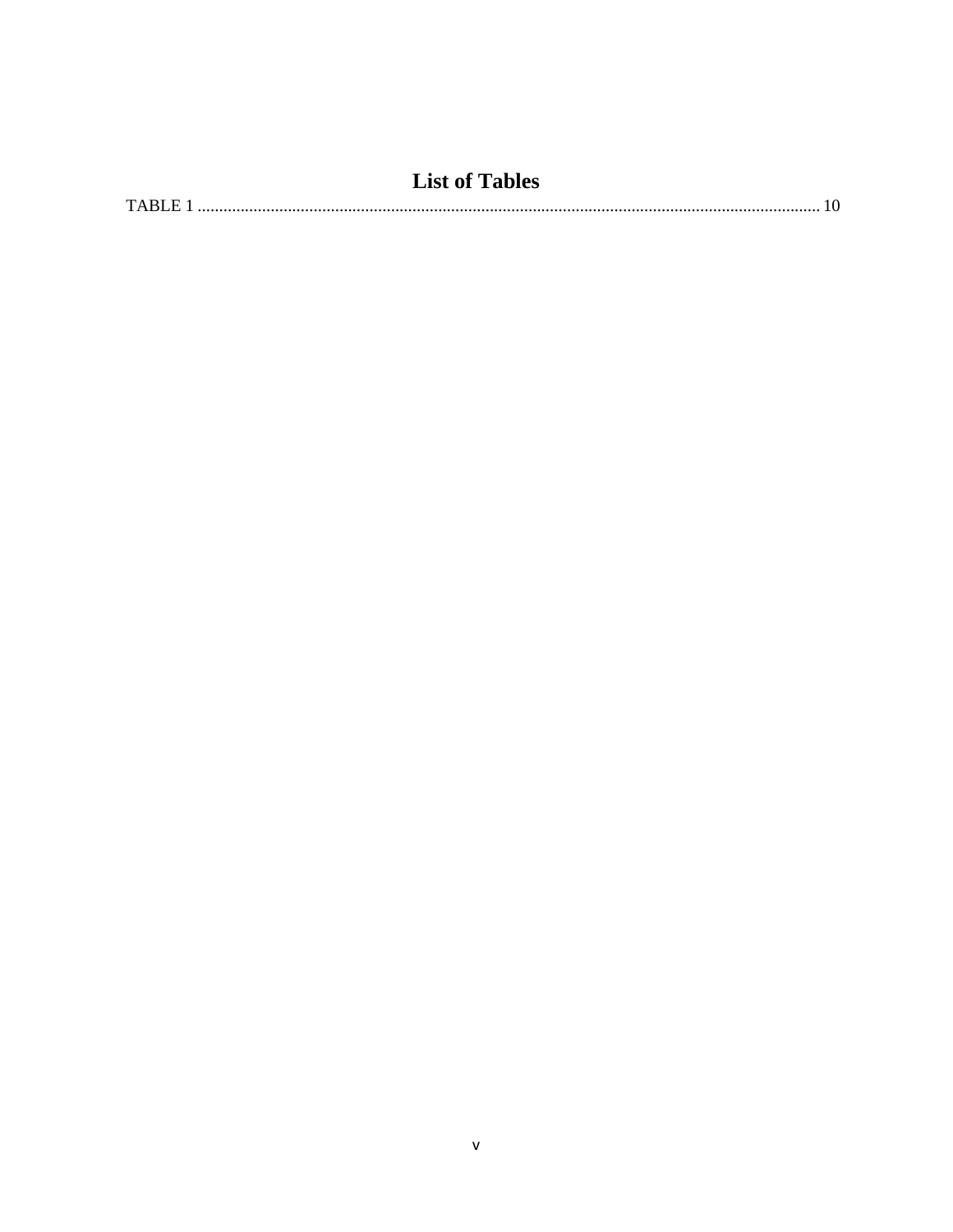# List of Tables

TABLE 1 .................................................................................................................................................. 10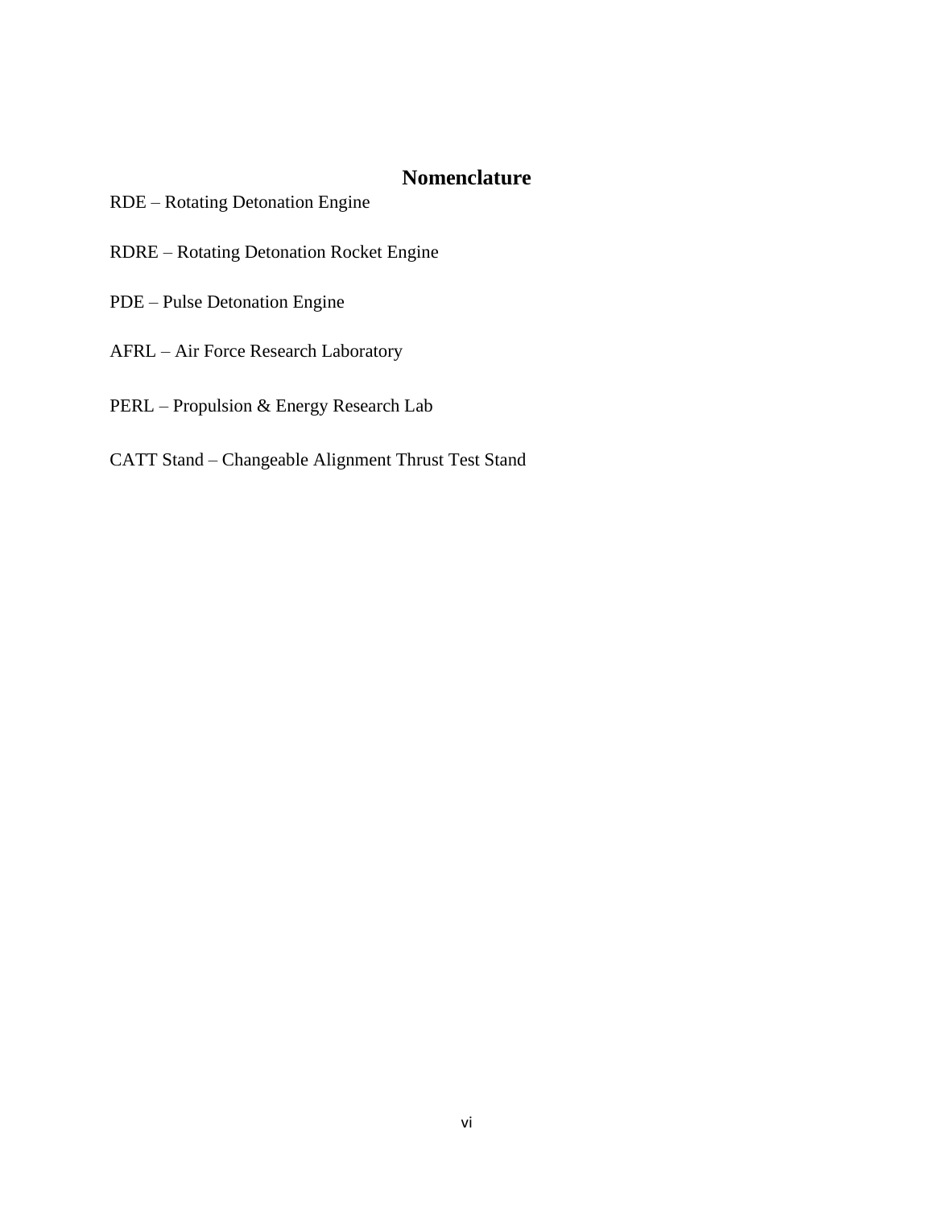# Nomenclature

RDE – Rotating Detonation Engine

RDRE – Rotating Detonation Rocket Engine

PDE – Pulse Detonation Engine

AFRL – Air Force Research Laboratory

PERL – Propulsion & Energy Research Lab

CATT Stand – Changeable Alignment Thrust Test Stand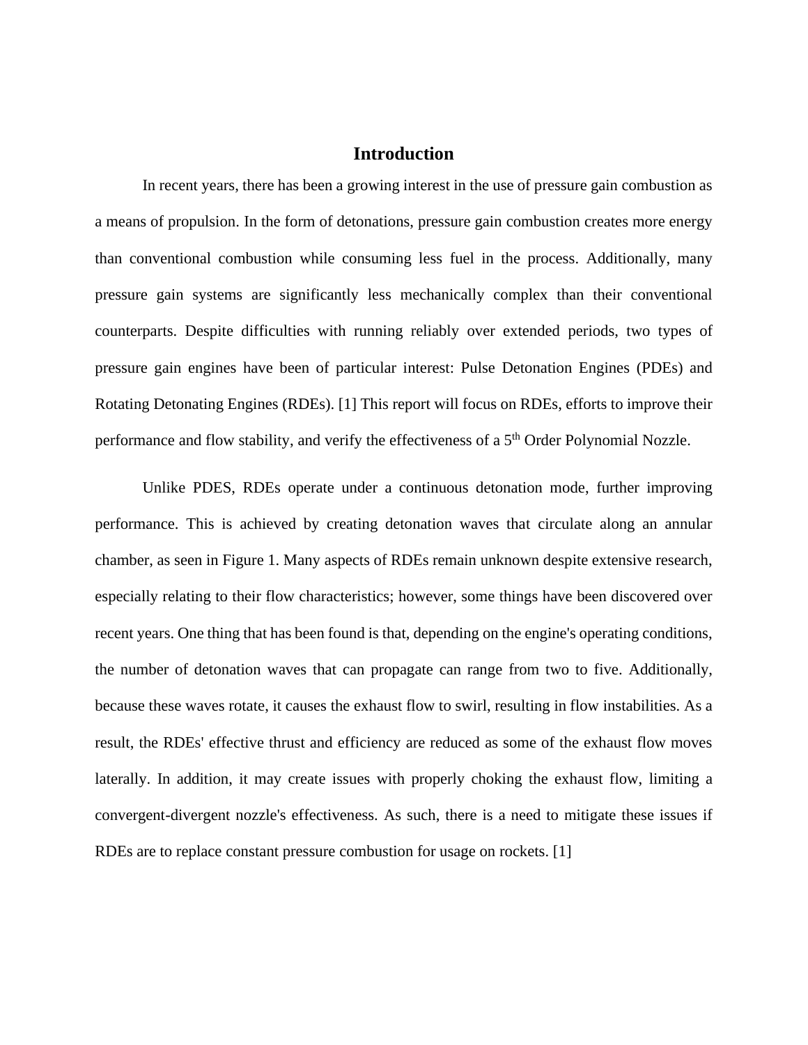# Introduction

In recent years, there has been a growing interest in the use of pressure gain combustion as a means of propulsion. In the form of detonations, pressure gain combustion creates more energy than conventional combustion while consuming less fuel in the process. Additionally, many pressure gain systems are significantly less mechanically complex than their conventional counterparts. Despite difficulties with running reliably over extended periods, two types of pressure gain engines have been of particular interest: Pulse Detonation Engines (PDEs) and Rotating Detonating Engines (RDEs). [1] This report will focus on RDEs, efforts to improve their performance and flow stability, and verify the effectiveness of a 5$^{th}$ Order Polynomial Nozzle.

Unlike PDES, RDEs operate under a continuous detonation mode, further improving performance. This is achieved by creating detonation waves that circulate along an annular chamber, as seen in Figure 1. Many aspects of RDEs remain unknown despite extensive research, especially relating to their flow characteristics; however, some things have been discovered over recent years. One thing that has been found is that, depending on the engine's operating conditions, the number of detonation waves that can propagate can range from two to five. Additionally, because these waves rotate, it causes the exhaust flow to swirl, resulting in flow instabilities. As a result, the RDEs' effective thrust and efficiency are reduced as some of the exhaust flow moves laterally. In addition, it may create issues with properly choking the exhaust flow, limiting a convergent-divergent nozzle's effectiveness. As such, there is a need to mitigate these issues if RDEs are to replace constant pressure combustion for usage on rockets. [1]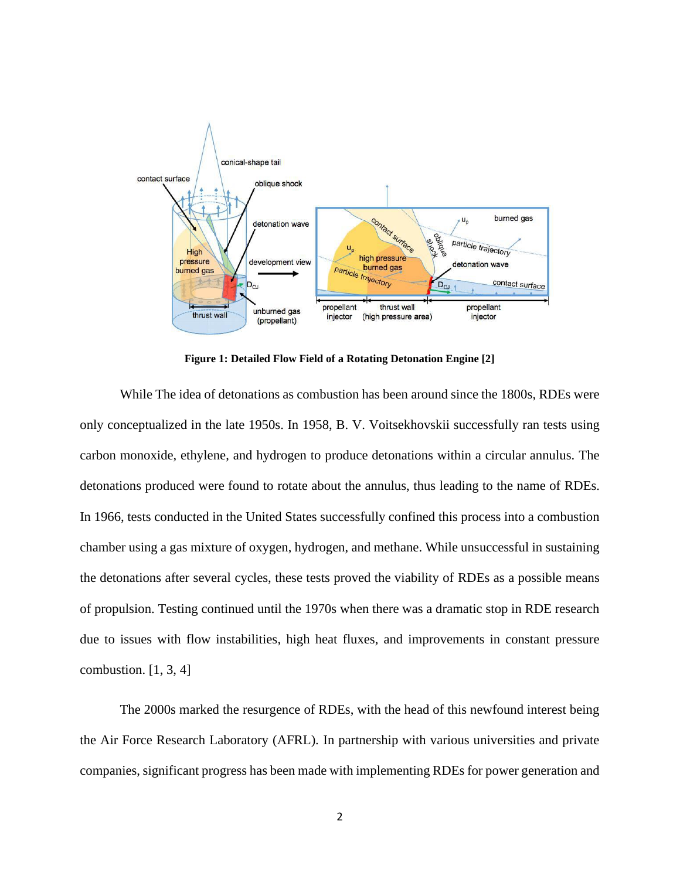**Figure 1: Detailed Flow Field of a Rotating Detonation Engine [2]**

While The idea of detonations as combustion has been around since the 1800s, RDEs were only conceptualized in the late 1950s. In 1958, B. V. Voitsekhovskii successfully ran tests using carbon monoxide, ethylene, and hydrogen to produce detonations within a circular annulus. The detonations produced were found to rotate about the annulus, thus leading to the name of RDEs. In 1966, tests conducted in the United States successfully confined this process into a combustion chamber using a gas mixture of oxygen, hydrogen, and methane. While unsuccessful in sustaining the detonations after several cycles, these tests proved the viability of RDEs as a possible means of propulsion. Testing continued until the 1970s when there was a dramatic stop in RDE research due to issues with flow instabilities, high heat fluxes, and improvements in constant pressure combustion. [1, 3, 4]

The 2000s marked the resurgence of RDEs, with the head of this newfound interest being the Air Force Research Laboratory (AFRL). In partnership with various universities and private companies, significant progress has been made with implementing RDEs for power generation and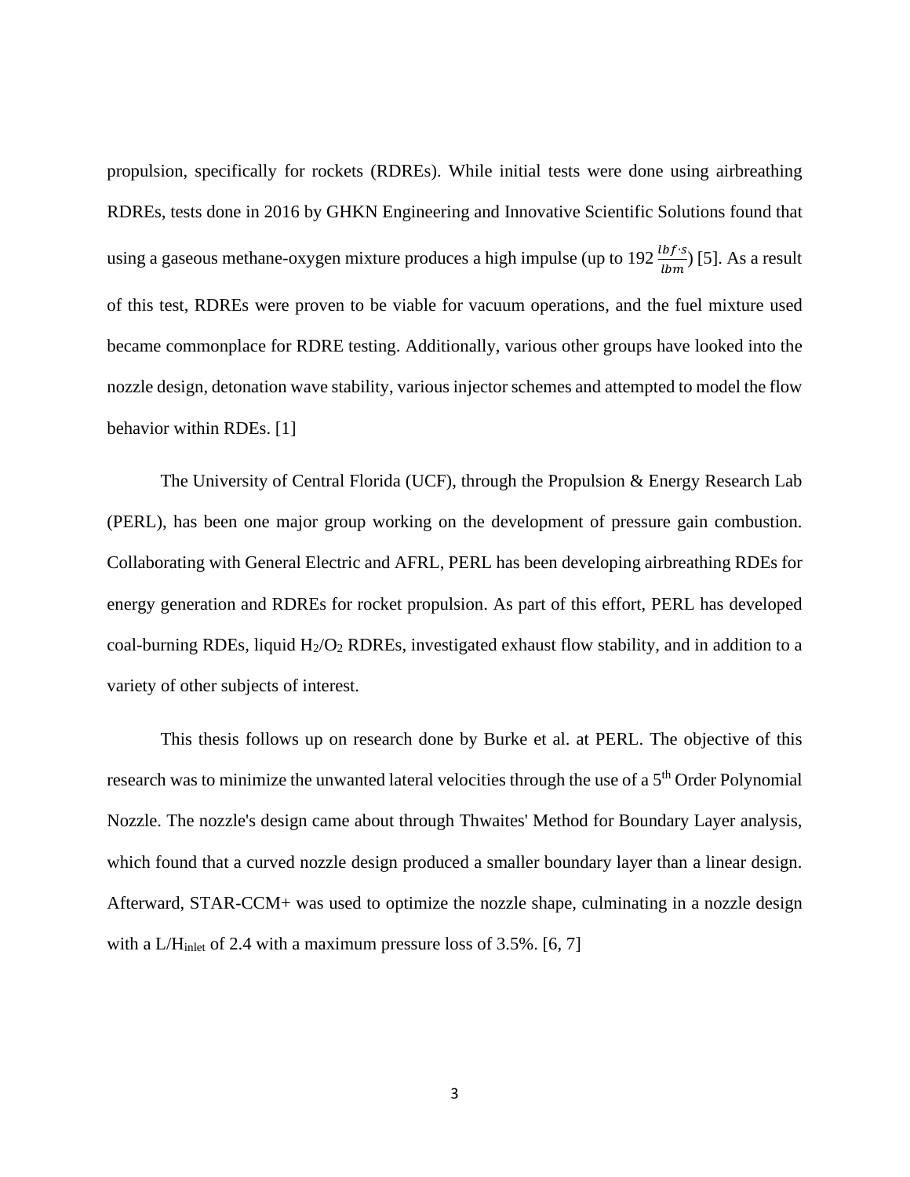propulsion, specifically for rockets (RDREs). While initial tests were done using airbreathing RDREs, tests done in 2016 by GHKN Engineering and Innovative Scientific Solutions found that using a gaseous methane-oxygen mixture produces a high impulse (up to 192 $\frac{lbf \cdot s}{lbm}$) [5]. As a result of this test, RDREs were proven to be viable for vacuum operations, and the fuel mixture used became commonplace for RDRE testing. Additionally, various other groups have looked into the nozzle design, detonation wave stability, various injector schemes and attempted to model the flow behavior within RDEs. [1]

The University of Central Florida (UCF), through the Propulsion & Energy Research Lab (PERL), has been one major group working on the development of pressure gain combustion. Collaborating with General Electric and AFRL, PERL has been developing airbreathing RDEs for energy generation and RDREs for rocket propulsion. As part of this effort, PERL has developed coal-burning RDEs, liquid $H_2/O_2$ RDREs, investigated exhaust flow stability, and in addition to a variety of other subjects of interest.

This thesis follows up on research done by Burke et al. at PERL. The objective of this research was to minimize the unwanted lateral velocities through the use of a 5$^{th}$ Order Polynomial Nozzle. The nozzle's design came about through Thwaites' Method for Boundary Layer analysis, which found that a curved nozzle design produced a smaller boundary layer than a linear design. Afterward, STAR-CCM+ was used to optimize the nozzle shape, culminating in a nozzle design with a $L/H_{inlet}$ of 2.4 with a maximum pressure loss of 3.5%. [6, 7]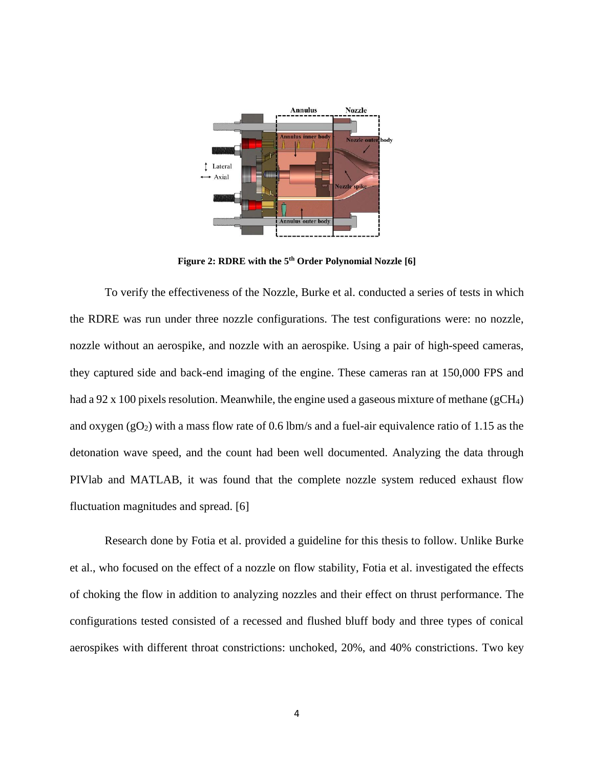**Figure 2: RDRE with the 5th Order Polynomial Nozzle [6]**

To verify the effectiveness of the Nozzle, Burke et al. conducted a series of tests in which the RDRE was run under three nozzle configurations. The test configurations were: no nozzle, nozzle without an aerospike, and nozzle with an aerospike. Using a pair of high-speed cameras, they captured side and back-end imaging of the engine. These cameras ran at 150,000 FPS and had a 92 x 100 pixels resolution. Meanwhile, the engine used a gaseous mixture of methane ($gCH_4$) and oxygen ($gO_2$) with a mass flow rate of 0.6 lbm/s and a fuel-air equivalence ratio of 1.15 as the detonation wave speed, and the count had been well documented. Analyzing the data through PIVlab and MATLAB, it was found that the complete nozzle system reduced exhaust flow fluctuation magnitudes and spread. [6]

Research done by Fotia et al. provided a guideline for this thesis to follow. Unlike Burke et al., who focused on the effect of a nozzle on flow stability, Fotia et al. investigated the effects of choking the flow in addition to analyzing nozzles and their effect on thrust performance. The configurations tested consisted of a recessed and flushed bluff body and three types of conical aerospikes with different throat constrictions: unchoked, 20%, and 40% constrictions. Two key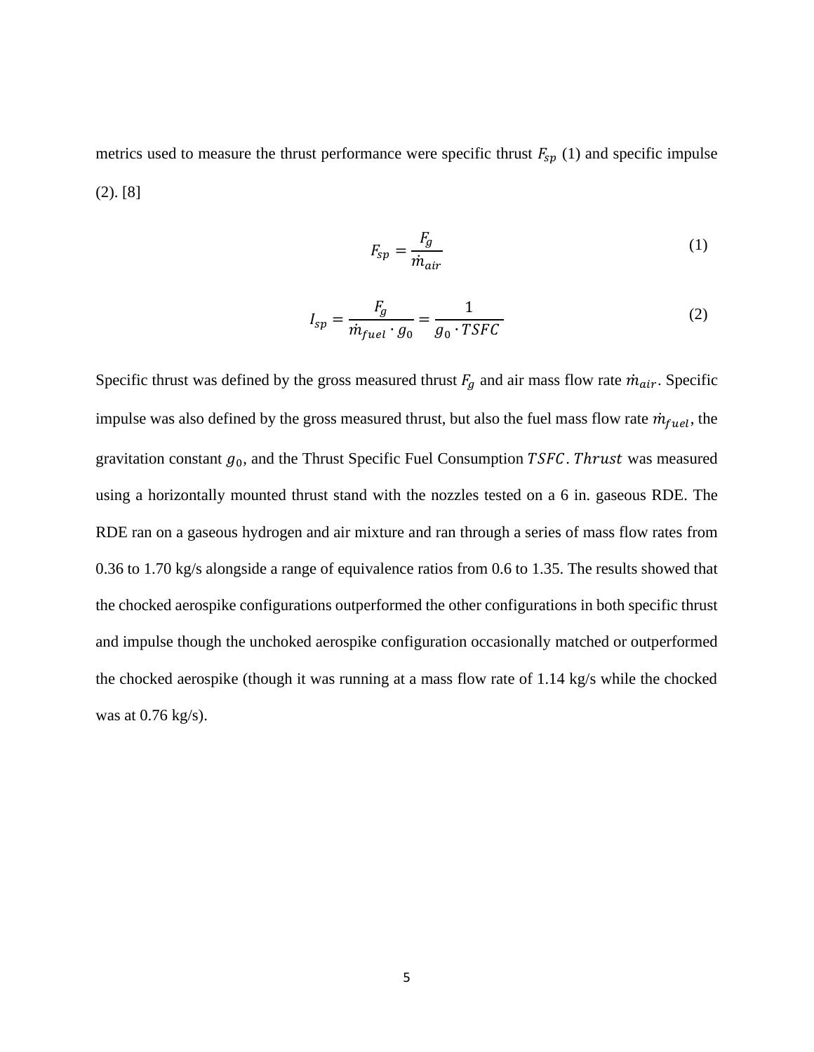metrics used to measure the thrust performance were specific thrust $F_{sp}$ (1) and specific impulse (2). [8]

$$F_{sp} = \frac{F_g}{\dot{m}_{air}} \tag{1}$$

$$I_{sp} = \frac{F_g}{\dot{m}_{fuel} \cdot g_0} = \frac{1}{g_0 \cdot TSFC} \tag{2}$$

Specific thrust was defined by the gross measured thrust $F_g$ and air mass flow rate $\dot{m}_{air}$. Specific impulse was also defined by the gross measured thrust, but also the fuel mass flow rate $\dot{m}_{fuel}$, the gravitation constant $g_0$, and the Thrust Specific Fuel Consumption $TSFC$. $Thrust$ was measured using a horizontally mounted thrust stand with the nozzles tested on a 6 in. gaseous RDE. The RDE ran on a gaseous hydrogen and air mixture and ran through a series of mass flow rates from 0.36 to 1.70 kg/s alongside a range of equivalence ratios from 0.6 to 1.35. The results showed that the chocked aerospike configurations outperformed the other configurations in both specific thrust and impulse though the unchoked aerospike configuration occasionally matched or outperformed the chocked aerospike (though it was running at a mass flow rate of 1.14 kg/s while the chocked was at 0.76 kg/s).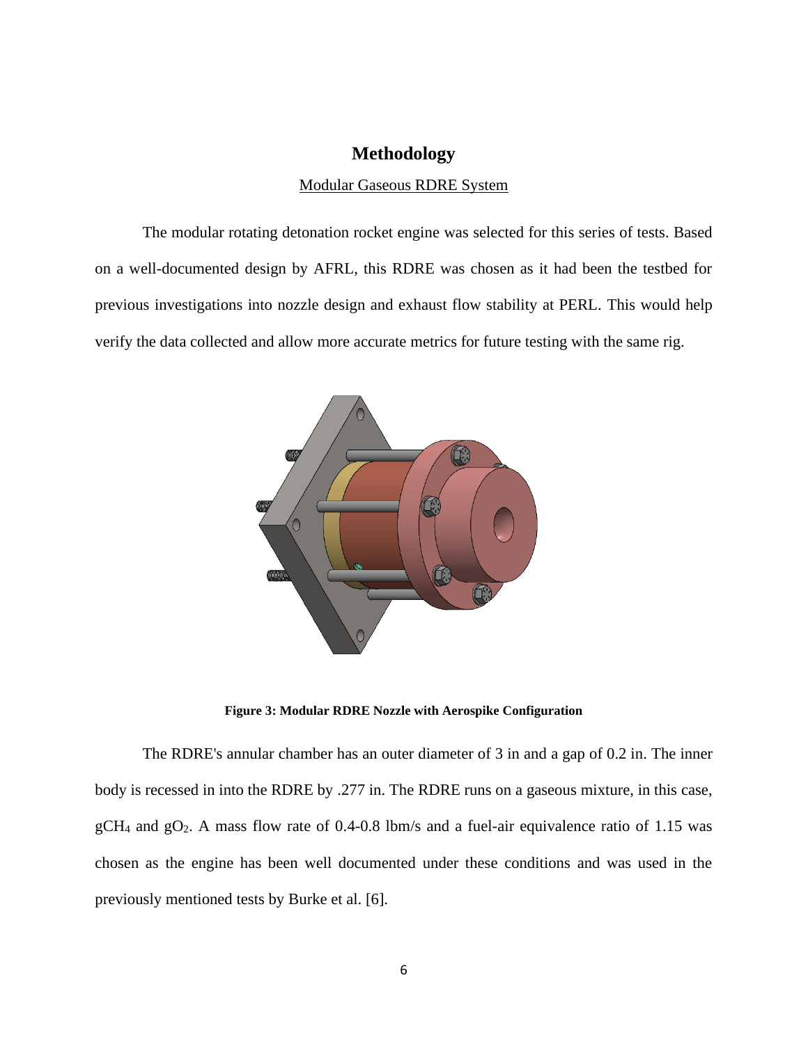# Methodology

## Modular Gaseous RDRE System

The modular rotating detonation rocket engine was selected for this series of tests. Based on a well-documented design by AFRL, this RDRE was chosen as it had been the testbed for previous investigations into nozzle design and exhaust flow stability at PERL. This would help verify the data collected and allow more accurate metrics for future testing with the same rig.

**Figure 3: Modular RDRE Nozzle with Aerospike Configuration**

The RDRE's annular chamber has an outer diameter of 3 in and a gap of 0.2 in. The inner body is recessed in into the RDRE by .277 in. The RDRE runs on a gaseous mixture, in this case, $gCH_4$ and $gO_2$. A mass flow rate of 0.4-0.8 lbm/s and a fuel-air equivalence ratio of 1.15 was chosen as the engine has been well documented under these conditions and was used in the previously mentioned tests by Burke et al. [6].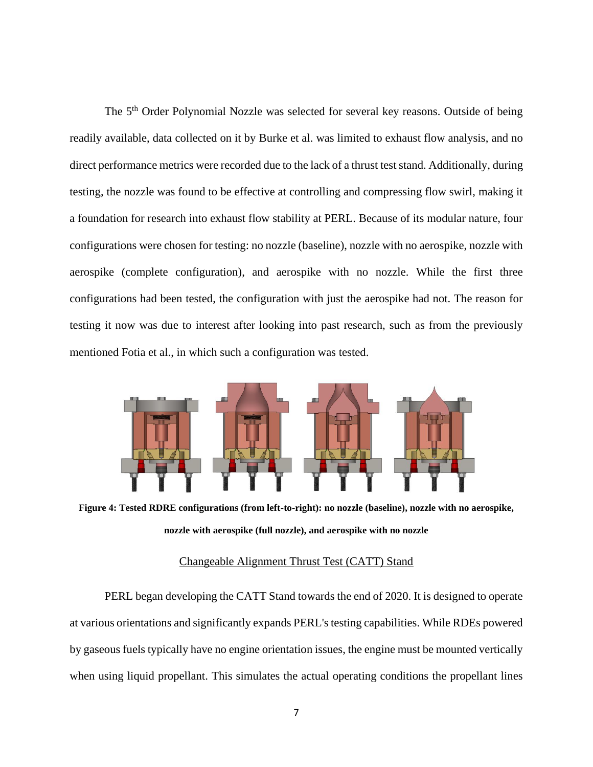The 5th Order Polynomial Nozzle was selected for several key reasons. Outside of being readily available, data collected on it by Burke et al. was limited to exhaust flow analysis, and no direct performance metrics were recorded due to the lack of a thrust test stand. Additionally, during testing, the nozzle was found to be effective at controlling and compressing flow swirl, making it a foundation for research into exhaust flow stability at PERL. Because of its modular nature, four configurations were chosen for testing: no nozzle (baseline), nozzle with no aerospike, nozzle with aerospike (complete configuration), and aerospike with no nozzle. While the first three configurations had been tested, the configuration with just the aerospike had not. The reason for testing it now was due to interest after looking into past research, such as from the previously mentioned Fotia et al., in which such a configuration was tested.

**Figure 4: Tested RDRE configurations (from left-to-right): no nozzle (baseline), nozzle with no aerospike, nozzle with aerospike (full nozzle), and aerospike with no nozzle**

## Changeable Alignment Thrust Test (CATT) Stand

PERL began developing the CATT Stand towards the end of 2020. It is designed to operate at various orientations and significantly expands PERL's testing capabilities. While RDEs powered by gaseous fuels typically have no engine orientation issues, the engine must be mounted vertically when using liquid propellant. This simulates the actual operating conditions the propellant lines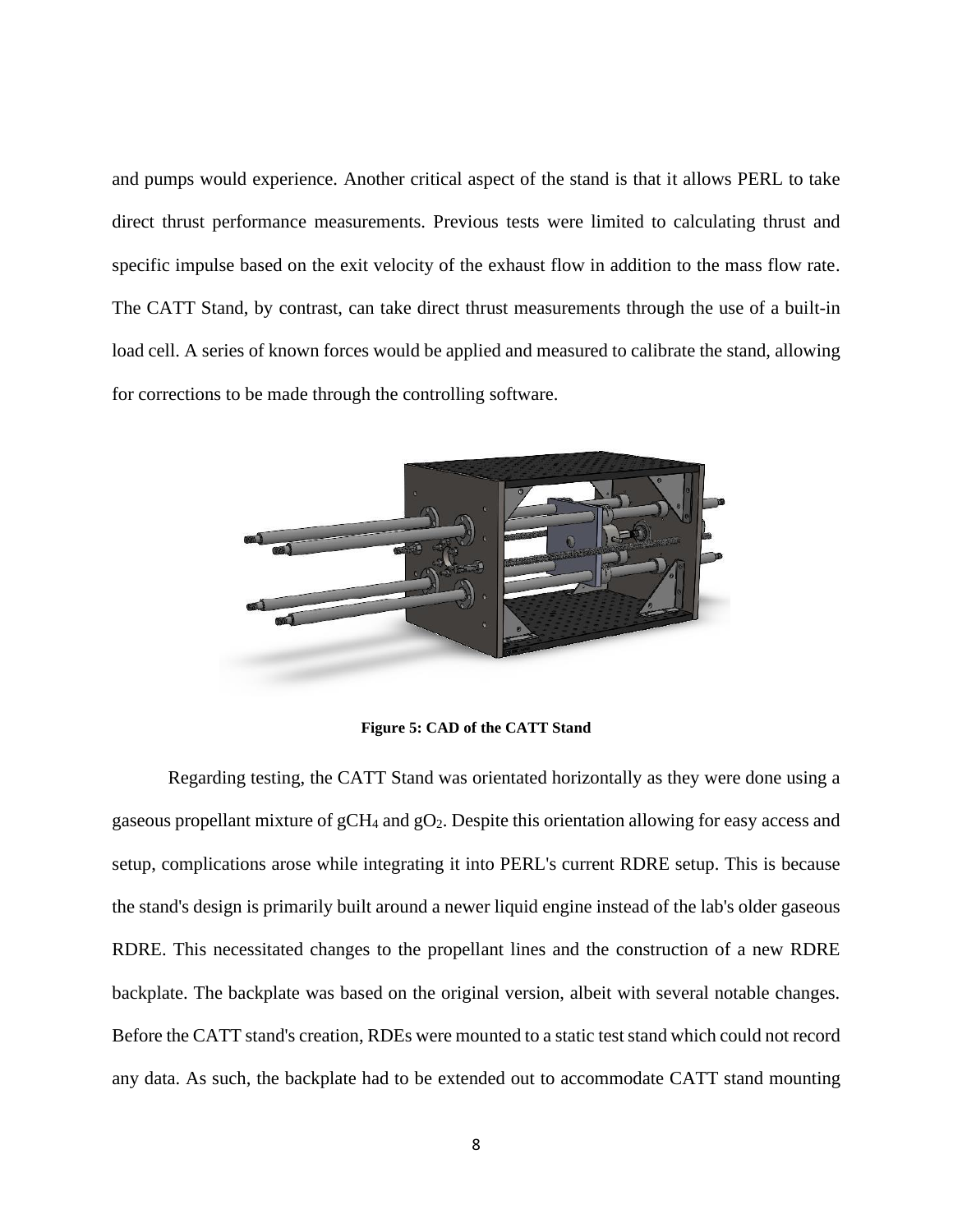and pumps would experience. Another critical aspect of the stand is that it allows PERL to take direct thrust performance measurements. Previous tests were limited to calculating thrust and specific impulse based on the exit velocity of the exhaust flow in addition to the mass flow rate. The CATT Stand, by contrast, can take direct thrust measurements through the use of a built-in load cell. A series of known forces would be applied and measured to calibrate the stand, allowing for corrections to be made through the controlling software.

**Figure 5: CAD of the CATT Stand**

Regarding testing, the CATT Stand was orientated horizontally as they were done using a gaseous propellant mixture of $gCH_4$ and $gO_2$. Despite this orientation allowing for easy access and setup, complications arose while integrating it into PERL's current RDRE setup. This is because the stand's design is primarily built around a newer liquid engine instead of the lab's older gaseous RDRE. This necessitated changes to the propellant lines and the construction of a new RDRE backplate. The backplate was based on the original version, albeit with several notable changes. Before the CATT stand's creation, RDEs were mounted to a static test stand which could not record any data. As such, the backplate had to be extended out to accommodate CATT stand mounting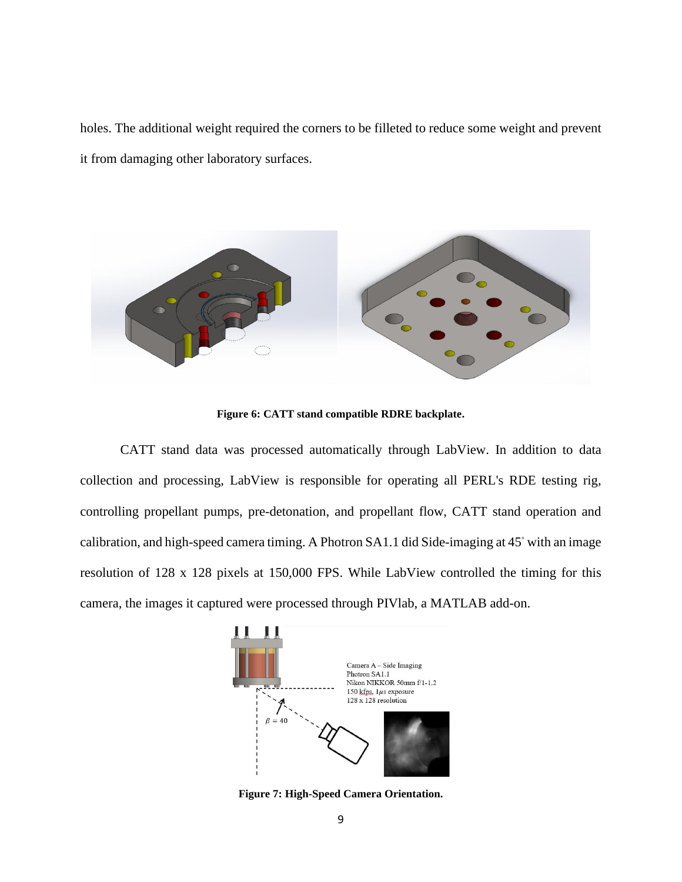holes. The additional weight required the corners to be filleted to reduce some weight and prevent it from damaging other laboratory surfaces.

**Figure 6: CATT stand compatible RDRE backplate.**

CATT stand data was processed automatically through LabView. In addition to data collection and processing, LabView is responsible for operating all PERL's RDE testing rig, controlling propellant pumps, pre-detonation, and propellant flow, CATT stand operation and calibration, and high-speed camera timing. A Photron SA1.1 did Side-imaging at 45° with an image resolution of 128 x 128 pixels at 150,000 FPS. While LabView controlled the timing for this camera, the images it captured were processed through PIVlab, a MATLAB add-on.

**Figure 7: High-Speed Camera Orientation.**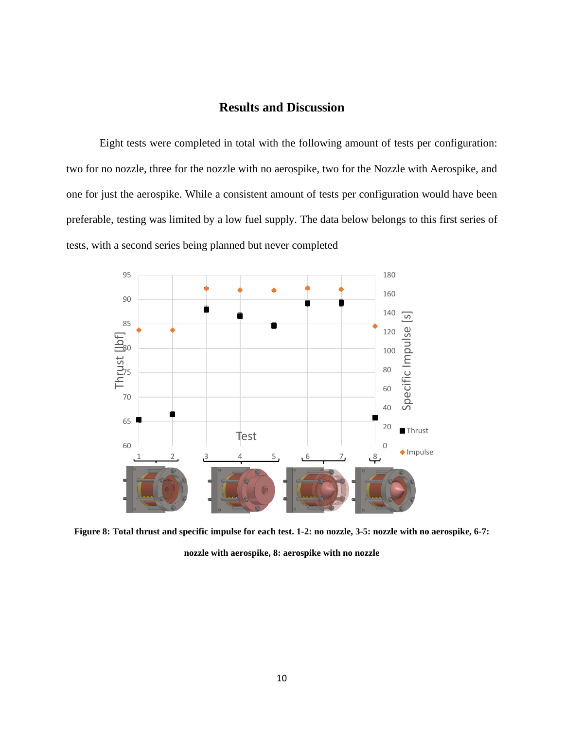## Results and Discussion

Eight tests were completed in total with the following amount of tests per configuration: two for no nozzle, three for the nozzle with no aerospike, two for the Nozzle with Aerospike, and one for just the aerospike. While a consistent amount of tests per configuration would have been preferable, testing was limited by a low fuel supply. The data below belongs to this first series of tests, with a second series being planned but never completed

**Figure 8: Total thrust and specific impulse for each test. 1-2: no nozzle, 3-5: nozzle with no aerospike, 6-7: nozzle with aerospike, 8: aerospike with no nozzle**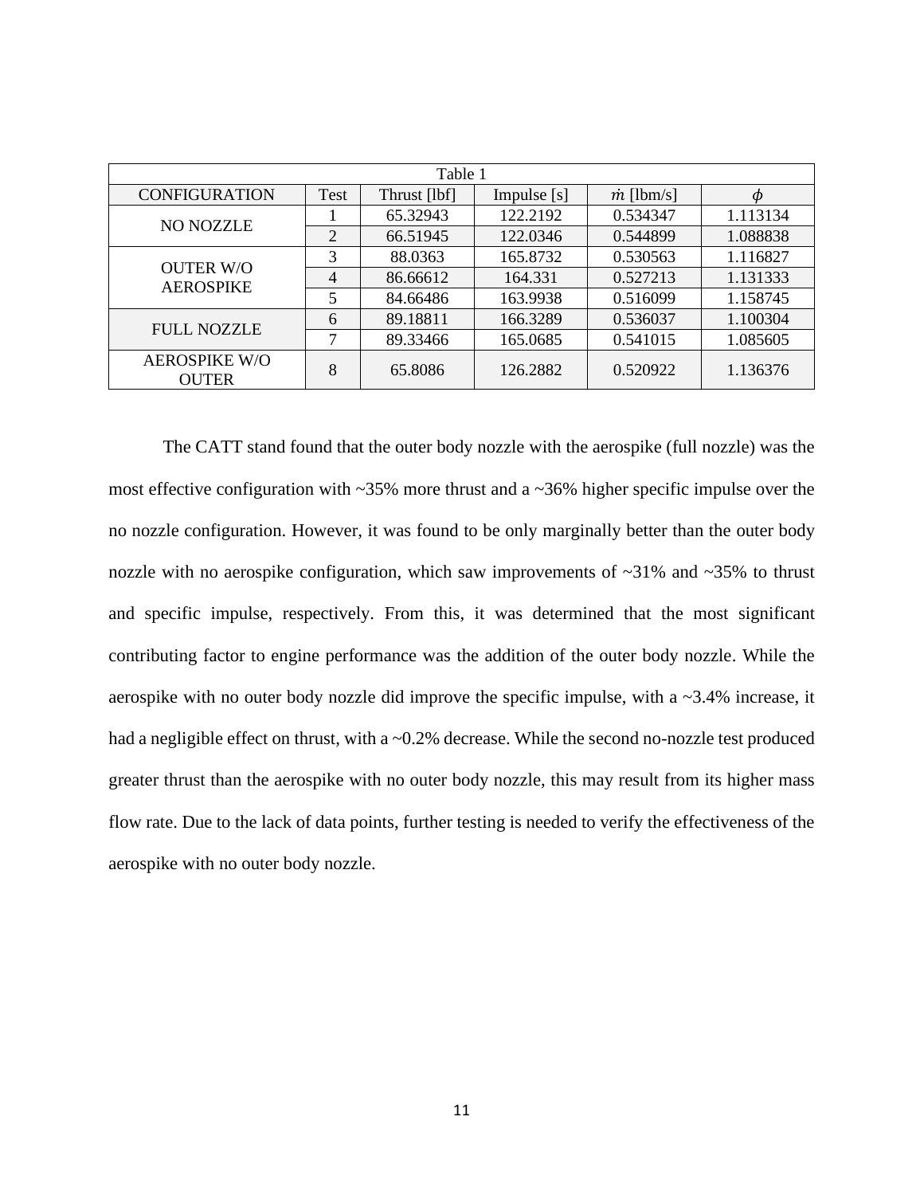Table 1

| CONFIGURATION | Test | Thrust [lbf] | Impulse [s] | $\dot{m}$ [lbm/s] | $\phi$ |
|---|---|---|---|---|---|
| NO NOZZLE | 1 | 65.32943 | 122.2192 | 0.534347 | 1.113134 |
| | 2 | 66.51945 | 122.0346 | 0.544899 | 1.088838 |
| OUTER W/O AEROSPIKE | 3 | 88.0363 | 165.8732 | 0.530563 | 1.116827 |
| | 4 | 86.66612 | 164.331 | 0.527213 | 1.131333 |
| | 5 | 84.66486 | 163.9938 | 0.516099 | 1.158745 |
| FULL NOZZLE | 6 | 89.18811 | 166.3289 | 0.536037 | 1.100304 |
| | 7 | 89.33466 | 165.0685 | 0.541015 | 1.085605 |
| AEROSPIKE W/O OUTER | 8 | 65.8086 | 126.2882 | 0.520922 | 1.136376 |

The CATT stand found that the outer body nozzle with the aerospike (full nozzle) was the most effective configuration with ~35% more thrust and a ~36% higher specific impulse over the no nozzle configuration. However, it was found to be only marginally better than the outer body nozzle with no aerospike configuration, which saw improvements of ~31% and ~35% to thrust and specific impulse, respectively. From this, it was determined that the most significant contributing factor to engine performance was the addition of the outer body nozzle. While the aerospike with no outer body nozzle did improve the specific impulse, with a ~3.4% increase, it had a negligible effect on thrust, with a ~0.2% decrease. While the second no-nozzle test produced greater thrust than the aerospike with no outer body nozzle, this may result from its higher mass flow rate. Due to the lack of data points, further testing is needed to verify the effectiveness of the aerospike with no outer body nozzle.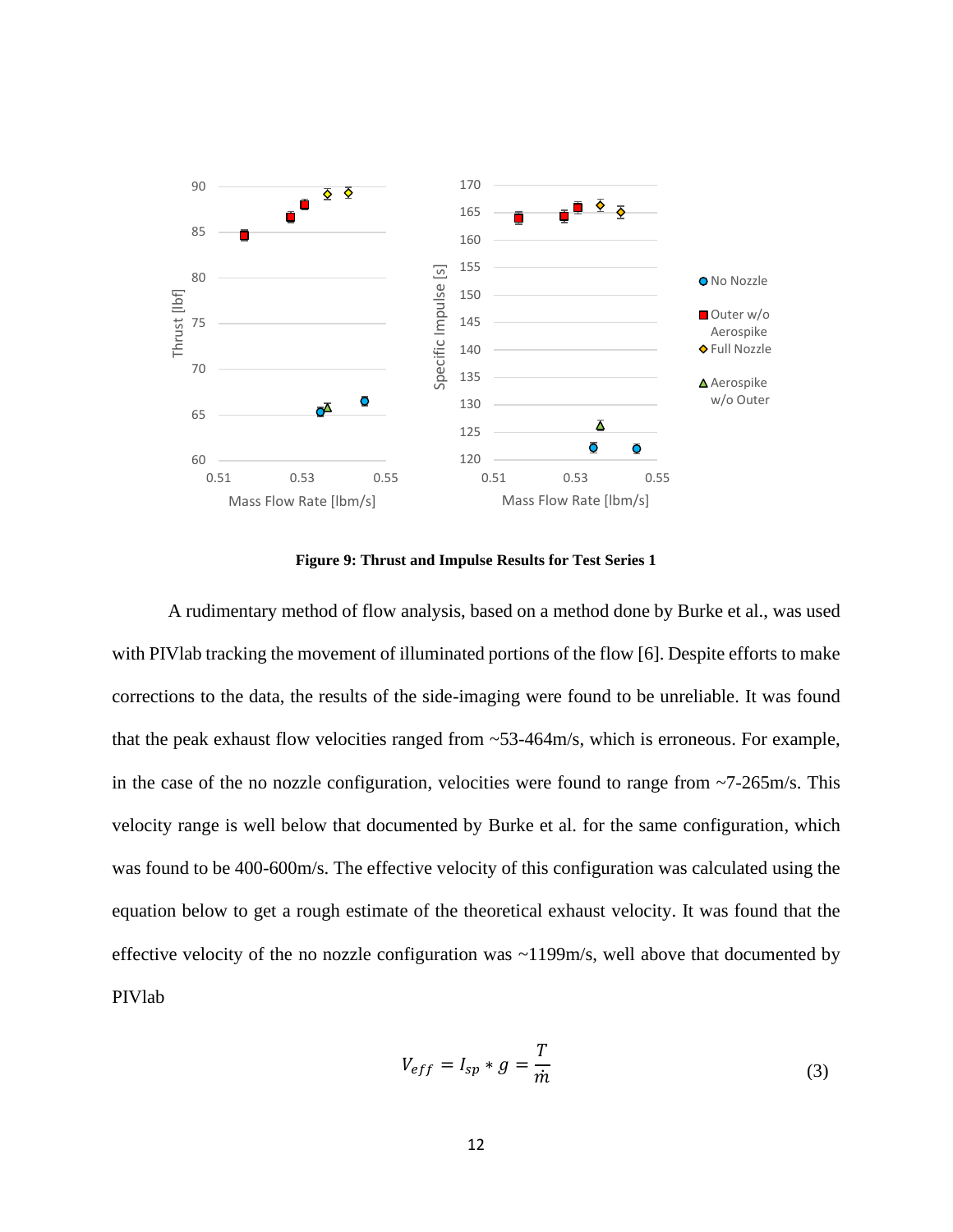Figure 9: Thrust and Impulse Results for Test Series 1

A rudimentary method of flow analysis, based on a method done by Burke et al., was used with PIVlab tracking the movement of illuminated portions of the flow [6]. Despite efforts to make corrections to the data, the results of the side-imaging were found to be unreliable. It was found that the peak exhaust flow velocities ranged from ~53-464m/s, which is erroneous. For example, in the case of the no nozzle configuration, velocities were found to range from ~7-265m/s. This velocity range is well below that documented by Burke et al. for the same configuration, which was found to be 400-600m/s. The effective velocity of this configuration was calculated using the equation below to get a rough estimate of the theoretical exhaust velocity. It was found that the effective velocity of the no nozzle configuration was ~1199m/s, well above that documented by PIVlab

$$V_{eff} = I_{sp} * g = \frac{T}{\dot{m}} \tag{3}$$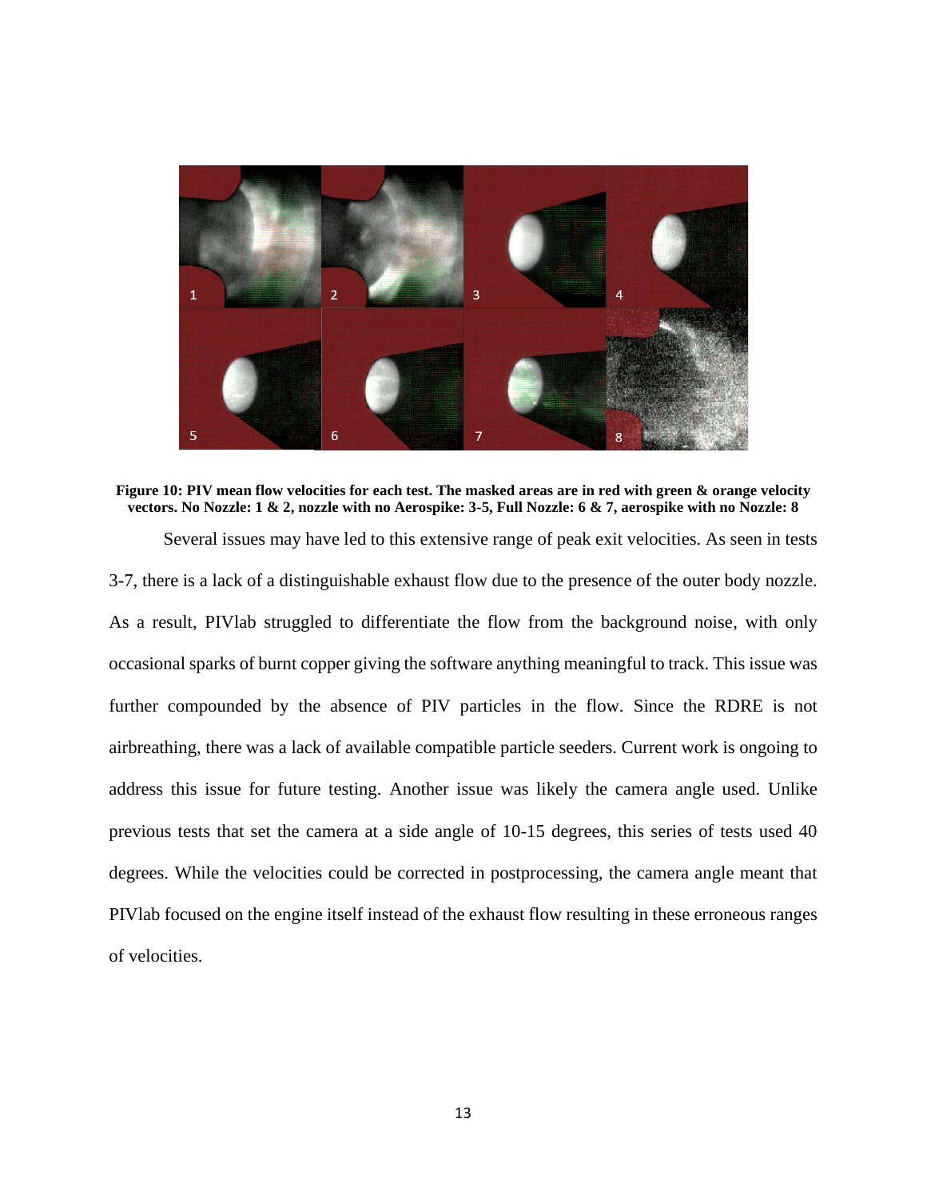**Figure 10: PIV mean flow velocities for each test. The masked areas are in red with green & orange velocity vectors. No Nozzle: 1 & 2, nozzle with no Aerospike: 3-5, Full Nozzle: 6 & 7, aerospike with no Nozzle: 8**

Several issues may have led to this extensive range of peak exit velocities. As seen in tests 3-7, there is a lack of a distinguishable exhaust flow due to the presence of the outer body nozzle. As a result, PIVlab struggled to differentiate the flow from the background noise, with only occasional sparks of burnt copper giving the software anything meaningful to track. This issue was further compounded by the absence of PIV particles in the flow. Since the RDRE is not airbreathing, there was a lack of available compatible particle seeders. Current work is ongoing to address this issue for future testing. Another issue was likely the camera angle used. Unlike previous tests that set the camera at a side angle of 10-15 degrees, this series of tests used 40 degrees. While the velocities could be corrected in postprocessing, the camera angle meant that PIVlab focused on the engine itself instead of the exhaust flow resulting in these erroneous ranges of velocities.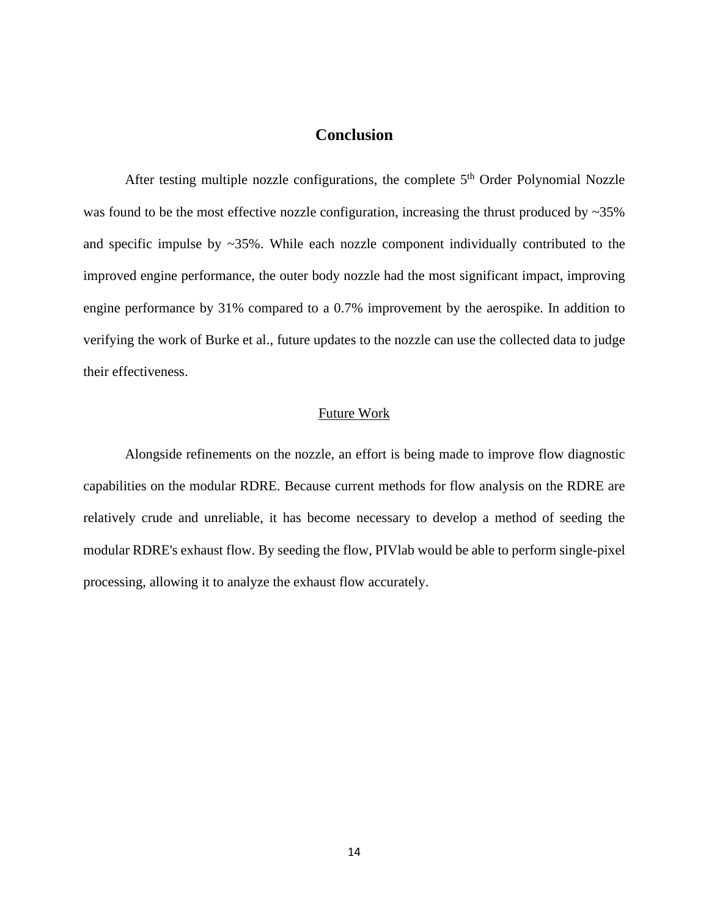# Conclusion

After testing multiple nozzle configurations, the complete 5$^{th}$ Order Polynomial Nozzle was found to be the most effective nozzle configuration, increasing the thrust produced by ~35% and specific impulse by ~35%. While each nozzle component individually contributed to the improved engine performance, the outer body nozzle had the most significant impact, improving engine performance by 31% compared to a 0.7% improvement by the aerospike. In addition to verifying the work of Burke et al., future updates to the nozzle can use the collected data to judge their effectiveness.

## Future Work

Alongside refinements on the nozzle, an effort is being made to improve flow diagnostic capabilities on the modular RDRE. Because current methods for flow analysis on the RDRE are relatively crude and unreliable, it has become necessary to develop a method of seeding the modular RDRE's exhaust flow. By seeding the flow, PIVlab would be able to perform single-pixel processing, allowing it to analyze the exhaust flow accurately.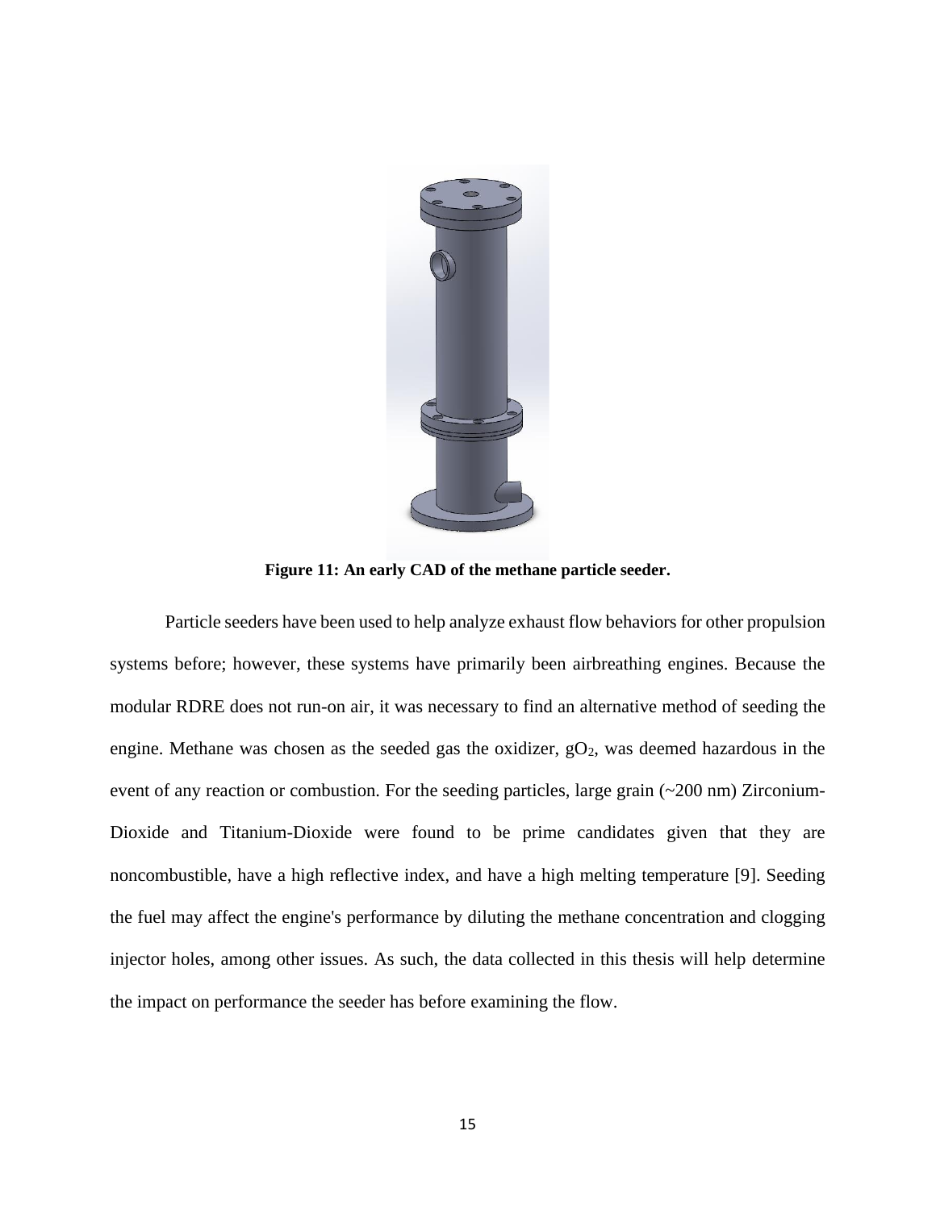**Figure 11: An early CAD of the methane particle seeder.**

Particle seeders have been used to help analyze exhaust flow behaviors for other propulsion systems before; however, these systems have primarily been airbreathing engines. Because the modular RDRE does not run-on air, it was necessary to find an alternative method of seeding the engine. Methane was chosen as the seeded gas the oxidizer, $gO_2$, was deemed hazardous in the event of any reaction or combustion. For the seeding particles, large grain (~200 nm) Zirconium-Dioxide and Titanium-Dioxide were found to be prime candidates given that they are noncombustible, have a high reflective index, and have a high melting temperature [9]. Seeding the fuel may affect the engine's performance by diluting the methane concentration and clogging injector holes, among other issues. As such, the data collected in this thesis will help determine the impact on performance the seeder has before examining the flow.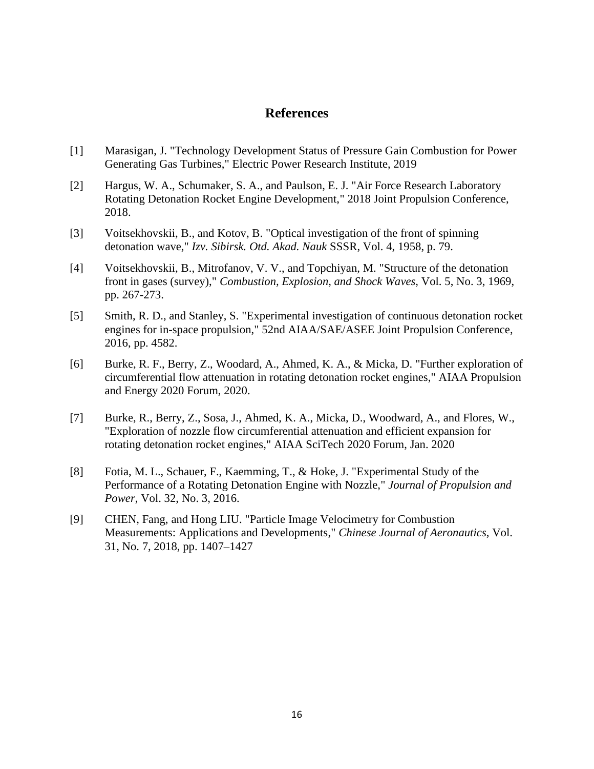# References

[1] Marasigan, J. "Technology Development Status of Pressure Gain Combustion for Power Generating Gas Turbines," Electric Power Research Institute, 2019

[2] Hargus, W. A., Schumaker, S. A., and Paulson, E. J. "Air Force Research Laboratory Rotating Detonation Rocket Engine Development," 2018 Joint Propulsion Conference, 2018.

[3] Voitsekhovskii, B., and Kotov, B. "Optical investigation of the front of spinning detonation wave," *Izv. Sibirsk. Otd. Akad. Nauk* SSSR, Vol. 4, 1958, p. 79.

[4] Voitsekhovskii, B., Mitrofanov, V. V., and Topchiyan, M. "Structure of the detonation front in gases (survey)," *Combustion, Explosion, and Shock Waves*, Vol. 5, No. 3, 1969, pp. 267-273.

[5] Smith, R. D., and Stanley, S. "Experimental investigation of continuous detonation rocket engines for in-space propulsion," 52nd AIAA/SAE/ASEE Joint Propulsion Conference, 2016, pp. 4582.

[6] Burke, R. F., Berry, Z., Woodard, A., Ahmed, K. A., & Micka, D. "Further exploration of circumferential flow attenuation in rotating detonation rocket engines," AIAA Propulsion and Energy 2020 Forum, 2020.

[7] Burke, R., Berry, Z., Sosa, J., Ahmed, K. A., Micka, D., Woodward, A., and Flores, W., "Exploration of nozzle flow circumferential attenuation and efficient expansion for rotating detonation rocket engines," AIAA SciTech 2020 Forum, Jan. 2020

[8] Fotia, M. L., Schauer, F., Kaemming, T., & Hoke, J. "Experimental Study of the Performance of a Rotating Detonation Engine with Nozzle," *Journal of Propulsion and Power*, Vol. 32, No. 3, 2016.

[9] CHEN, Fang, and Hong LIU. "Particle Image Velocimetry for Combustion Measurements: Applications and Developments," *Chinese Journal of Aeronautics*, Vol. 31, No. 7, 2018, pp. 1407–1427